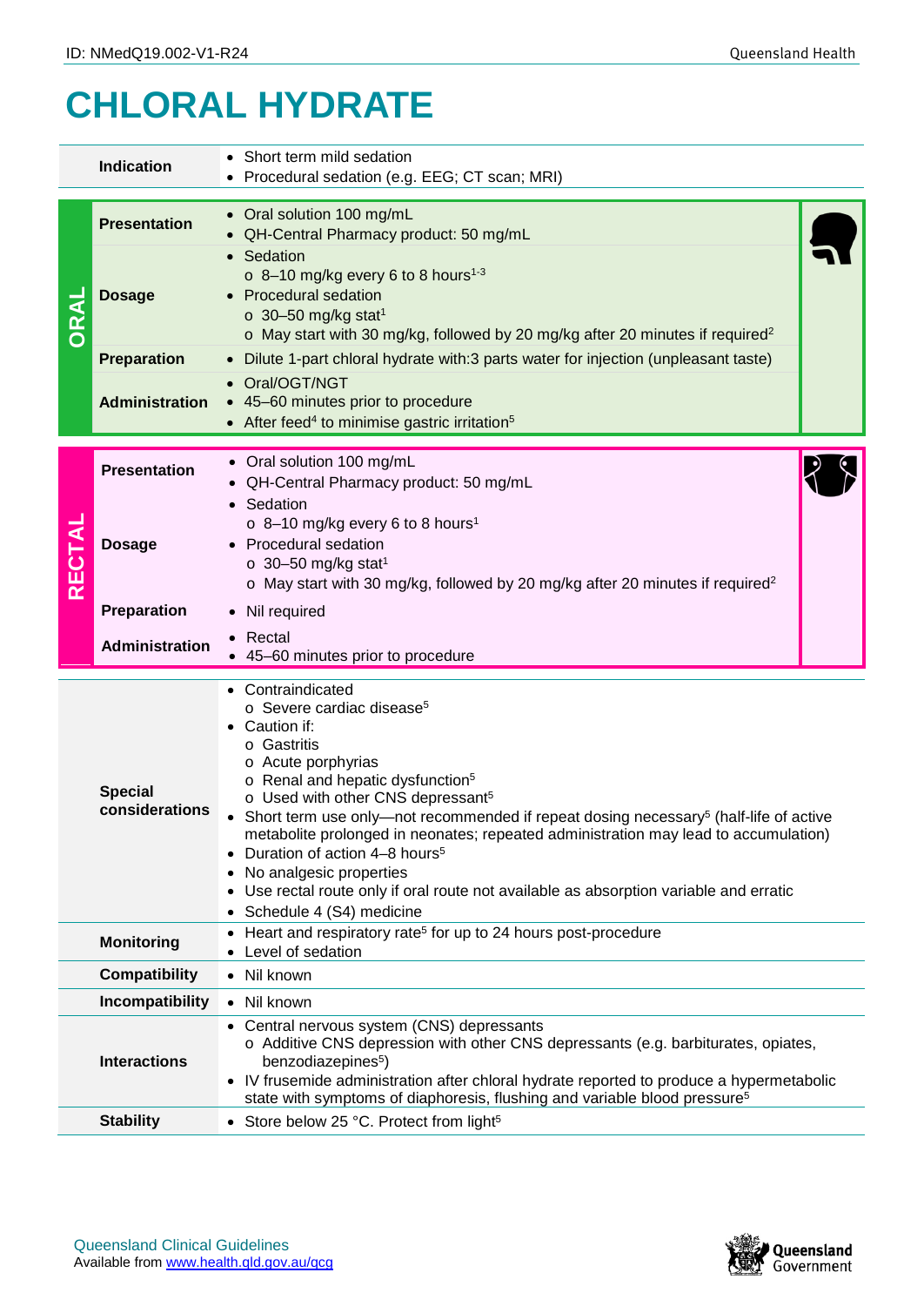ID: NMedQ19.002-V1-R24

# CHLORAL HYDRATE

| | | |
|---|---|---|
| | **Indication** | • Short term mild sedation<br>• Procedural sedation (e.g. EEG; CT scan; MRI) |
| **ORAL** | **Presentation** | • Oral solution 100 mg/mL<br>• QH-Central Pharmacy product: 50 mg/mL |
| | **Dosage** | • Sedation<br>  o 8–10 mg/kg every 6 to 8 hours[1-3]<br>• Procedural sedation<br>  o 30–50 mg/kg stat[1]<br>  o May start with 30 mg/kg, followed by 20 mg/kg after 20 minutes if required[2] |
| | **Preparation** | • Dilute 1-part chloral hydrate with:3 parts water for injection (unpleasant taste) |
| | **Administration** | • Oral/OGT/NGT<br>• 45–60 minutes prior to procedure<br>• After feed[4] to minimise gastric irritation[5] |
| **RECTAL** | **Presentation** | • Oral solution 100 mg/mL<br>• QH-Central Pharmacy product: 50 mg/mL |
| | **Dosage** | • Sedation<br>  o 8–10 mg/kg every 6 to 8 hours[1]<br>• Procedural sedation<br>  o 30–50 mg/kg stat[1]<br>  o May start with 30 mg/kg, followed by 20 mg/kg after 20 minutes if required[2] |
| | **Preparation** | • Nil required |
| | **Administration** | • Rectal<br>• 45–60 minutes prior to procedure |
| | **Special considerations** | • Contraindicated<br>  o Severe cardiac disease[5]<br>• Caution if:<br>  o Gastritis<br>  o Acute porphyrias<br>  o Renal and hepatic dysfunction[5]<br>  o Used with other CNS depressant[5]<br>• Short term use only—not recommended if repeat dosing necessary[5] (half-life of active metabolite prolonged in neonates; repeated administration may lead to accumulation)<br>• Duration of action 4–8 hours[5]<br>• No analgesic properties<br>• Use rectal route only if oral route not available as absorption variable and erratic<br>• Schedule 4 (S4) medicine |
| | **Monitoring** | • Heart and respiratory rate[5] for up to 24 hours post-procedure<br>• Level of sedation |
| | **Compatibility** | • Nil known |
| | **Incompatibility** | • Nil known |
| | **Interactions** | • Central nervous system (CNS) depressants<br>  o Additive CNS depression with other CNS depressants (e.g. barbiturates, opiates, benzodiazepines[5])<br>• IV frusemide administration after chloral hydrate reported to produce a hypermetabolic state with symptoms of diaphoresis, flushing and variable blood pressure[5] |
| | **Stability** | • Store below 25 °C. Protect from light[5] |

Queensland Clinical Guidelines
Available from www.health.qld.gov.au/qcg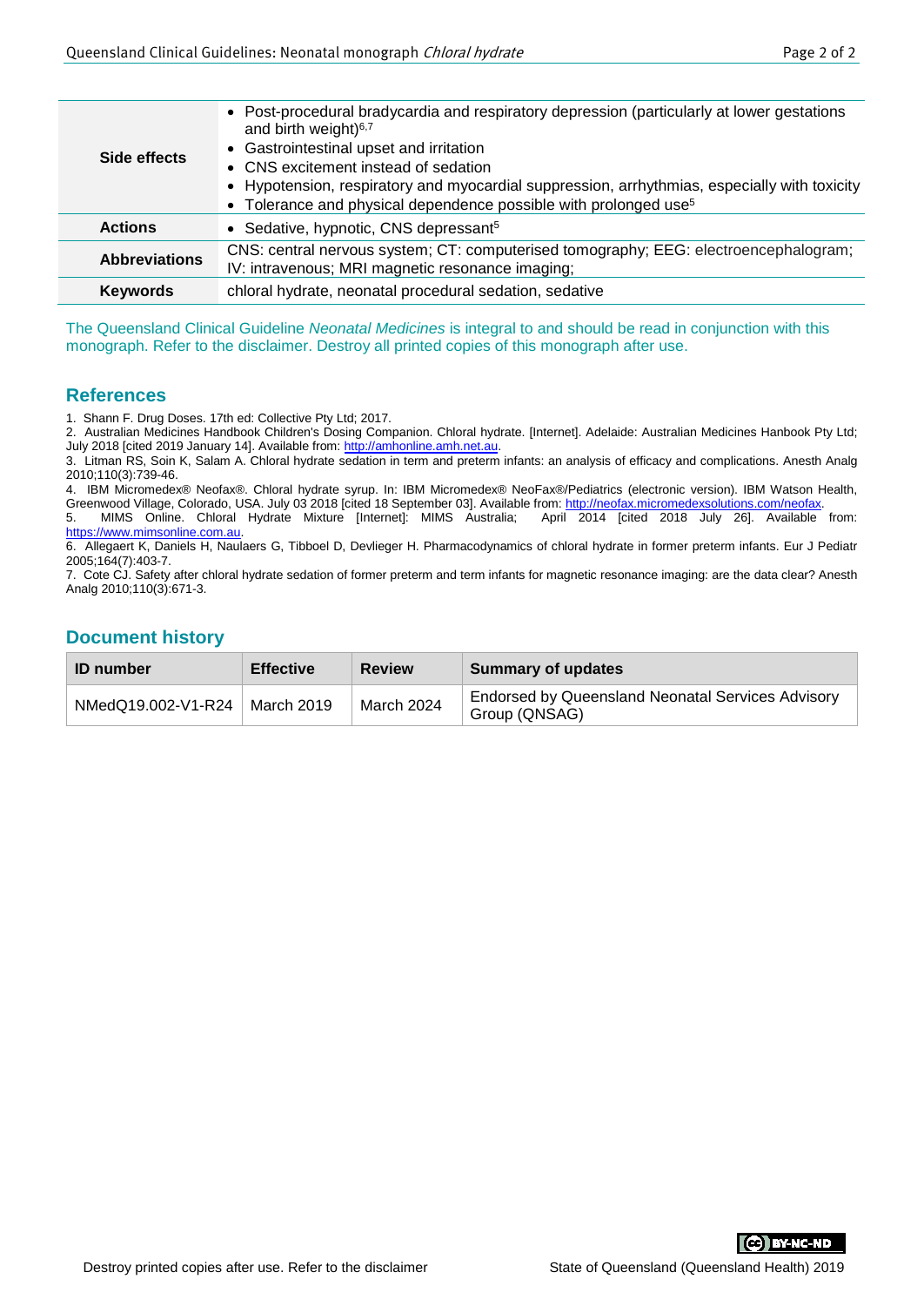| | |
|---|---|
| **Side effects** | • Post-procedural bradycardia and respiratory depression (particularly at lower gestations and birth weight)[6,7]<br>• Gastrointestinal upset and irritation<br>• CNS excitement instead of sedation<br>• Hypotension, respiratory and myocardial suppression, arrhythmias, especially with toxicity<br>• Tolerance and physical dependence possible with prolonged use[5] |
| **Actions** | • Sedative, hypnotic, CNS depressant[5] |
| **Abbreviations** | CNS: central nervous system; CT: computerised tomography; EEG: electroencephalogram; IV: intravenous; MRI magnetic resonance imaging; |
| **Keywords** | chloral hydrate, neonatal procedural sedation, sedative |

The Queensland Clinical Guideline *Neonatal Medicines* is integral to and should be read in conjunction with this monograph. Refer to the disclaimer. Destroy all printed copies of this monograph after use.

## References

1. Shann F. Drug Doses. 17th ed: Collective Pty Ltd; 2017.
2. Australian Medicines Handbook Children's Dosing Companion. Chloral hydrate. [Internet]. Adelaide: Australian Medicines Hanbook Pty Ltd; July 2018 [cited 2019 January 14]. Available from: http://amhonline.amh.net.au.
3. Litman RS, Soin K, Salam A. Chloral hydrate sedation in term and preterm infants: an analysis of efficacy and complications. Anesth Analg 2010;110(3):739-46.
4. IBM Micromedex® Neofax®. Chloral hydrate syrup. In: IBM Micromedex® NeoFax®/Pediatrics (electronic version). IBM Watson Health, Greenwood Village, Colorado, USA. July 03 2018 [cited 18 September 03]. Available from: http://neofax.micromedexsolutions.com/neofax.
5. MIMS Online. Chloral Hydrate Mixture [Internet]: MIMS Australia; April 2014 [cited 2018 July 26]. Available from: https://www.mimsonline.com.au.
6. Allegaert K, Daniels H, Naulaers G, Tibboel D, Devlieger H. Pharmacodynamics of chloral hydrate in former preterm infants. Eur J Pediatr 2005;164(7):403-7.
7. Cote CJ. Safety after chloral hydrate sedation of former preterm and term infants for magnetic resonance imaging: are the data clear? Anesth Analg 2010;110(3):671-3.

## Document history

| ID number | Effective | Review | Summary of updates |
|---|---|---|---|
| NMedQ19.002-V1-R24 | March 2019 | March 2024 | Endorsed by Queensland Neonatal Services Advisory Group (QNSAG) |